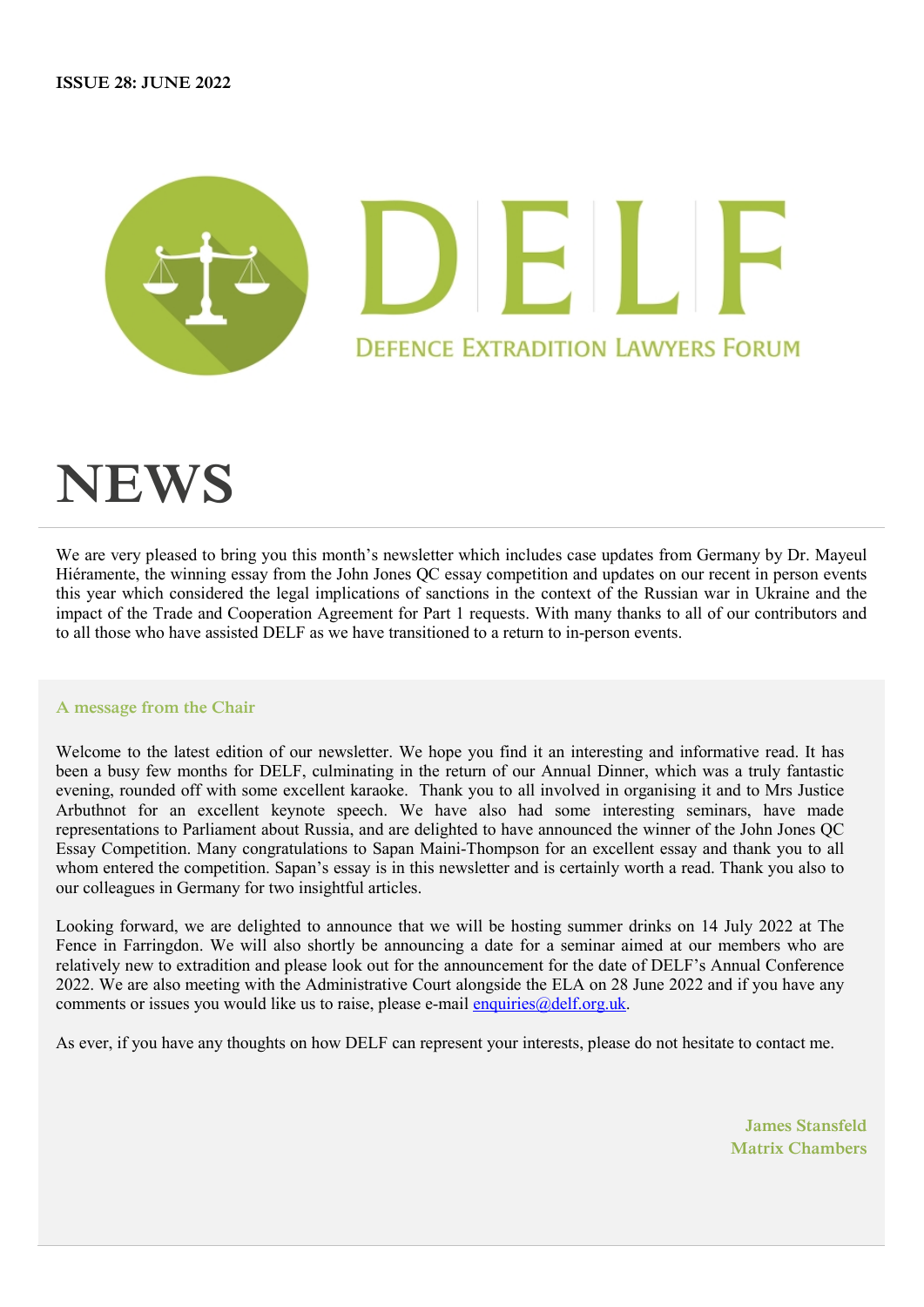**ISSUE 28: JUNE 2022**

DELF

DEFENCE EXTRADITION LAWYERS FORUM

# NEWS

We are very pleased to bring you this month's newsletter which includes case updates from Germany by Dr. Mayeul Hiéramente, the winning essay from the John Jones QC essay competition and updates on our recent in person events this year which considered the legal implications of sanctions in the context of the Russian war in Ukraine and the impact of the Trade and Cooperation Agreement for Part 1 requests. With many thanks to all of our contributors and to all those who have assisted DELF as we have transitioned to a return to in-person events.

## A message from the Chair

Welcome to the latest edition of our newsletter. We hope you find it an interesting and informative read. It has been a busy few months for DELF, culminating in the return of our Annual Dinner, which was a truly fantastic evening, rounded off with some excellent karaoke. Thank you to all involved in organising it and to Mrs Justice Arbuthnot for an excellent keynote speech. We have also had some interesting seminars, have made representations to Parliament about Russia, and are delighted to have announced the winner of the John Jones QC Essay Competition. Many congratulations to Sapan Maini-Thompson for an excellent essay and thank you to all whom entered the competition. Sapan's essay is in this newsletter and is certainly worth a read. Thank you also to our colleagues in Germany for two insightful articles.

Looking forward, we are delighted to announce that we will be hosting summer drinks on 14 July 2022 at The Fence in Farringdon. We will also shortly be announcing a date for a seminar aimed at our members who are relatively new to extradition and please look out for the announcement for the date of DELF's Annual Conference 2022. We are also meeting with the Administrative Court alongside the ELA on 28 June 2022 and if you have any comments or issues you would like us to raise, please e-mail enquiries@delf.org.uk.

As ever, if you have any thoughts on how DELF can represent your interests, please do not hesitate to contact me.

**James Stansfeld**
**Matrix Chambers**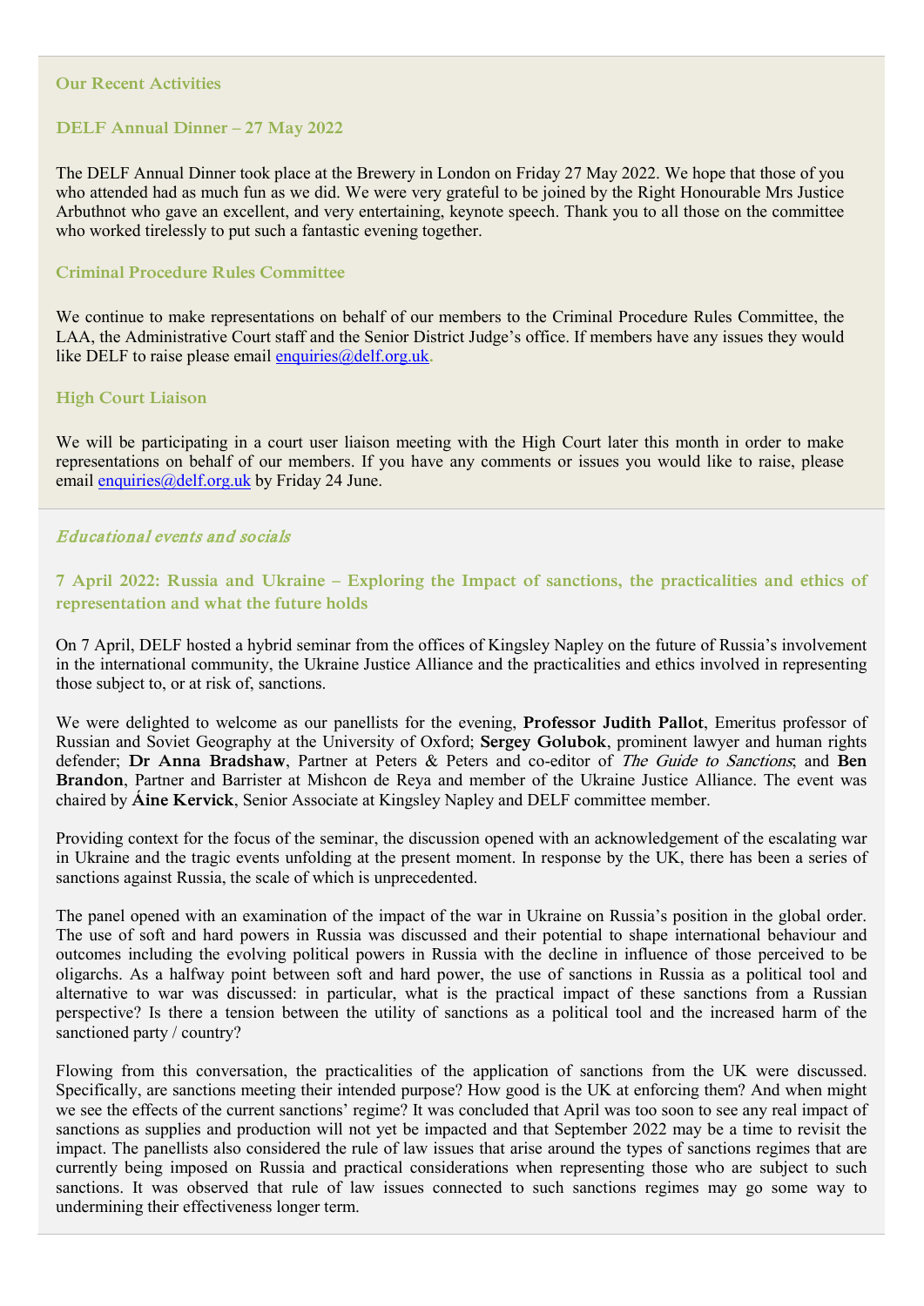## Our Recent Activities

### DELF Annual Dinner – 27 May 2022

The DELF Annual Dinner took place at the Brewery in London on Friday 27 May 2022. We hope that those of you who attended had as much fun as we did. We were very grateful to be joined by the Right Honourable Mrs Justice Arbuthnot who gave an excellent, and very entertaining, keynote speech. Thank you to all those on the committee who worked tirelessly to put such a fantastic evening together.

### Criminal Procedure Rules Committee

We continue to make representations on behalf of our members to the Criminal Procedure Rules Committee, the LAA, the Administrative Court staff and the Senior District Judge's office. If members have any issues they would like DELF to raise please email enquiries@delf.org.uk.

### High Court Liaison

We will be participating in a court user liaison meeting with the High Court later this month in order to make representations on behalf of our members. If you have any comments or issues you would like to raise, please email enquiries@delf.org.uk by Friday 24 June.

## *Educational events and socials*

### 7 April 2022: Russia and Ukraine – Exploring the Impact of sanctions, the practicalities and ethics of representation and what the future holds

On 7 April, DELF hosted a hybrid seminar from the offices of Kingsley Napley on the future of Russia's involvement in the international community, the Ukraine Justice Alliance and the practicalities and ethics involved in representing those subject to, or at risk of, sanctions.

We were delighted to welcome as our panellists for the evening, **Professor Judith Pallot**, Emeritus professor of Russian and Soviet Geography at the University of Oxford; **Sergey Golubok**, prominent lawyer and human rights defender; **Dr Anna Bradshaw**, Partner at Peters & Peters and co-editor of *The Guide to Sanctions*; and **Ben Brandon**, Partner and Barrister at Mishcon de Reya and member of the Ukraine Justice Alliance. The event was chaired by **Áine Kervick**, Senior Associate at Kingsley Napley and DELF committee member.

Providing context for the focus of the seminar, the discussion opened with an acknowledgement of the escalating war in Ukraine and the tragic events unfolding at the present moment. In response by the UK, there has been a series of sanctions against Russia, the scale of which is unprecedented.

The panel opened with an examination of the impact of the war in Ukraine on Russia's position in the global order. The use of soft and hard powers in Russia was discussed and their potential to shape international behaviour and outcomes including the evolving political powers in Russia with the decline in influence of those perceived to be oligarchs. As a halfway point between soft and hard power, the use of sanctions in Russia as a political tool and alternative to war was discussed: in particular, what is the practical impact of these sanctions from a Russian perspective? Is there a tension between the utility of sanctions as a political tool and the increased harm of the sanctioned party / country?

Flowing from this conversation, the practicalities of the application of sanctions from the UK were discussed. Specifically, are sanctions meeting their intended purpose? How good is the UK at enforcing them? And when might we see the effects of the current sanctions' regime? It was concluded that April was too soon to see any real impact of sanctions as supplies and production will not yet be impacted and that September 2022 may be a time to revisit the impact. The panellists also considered the rule of law issues that arise around the types of sanctions regimes that are currently being imposed on Russia and practical considerations when representing those who are subject to such sanctions. It was observed that rule of law issues connected to such sanctions regimes may go some way to undermining their effectiveness longer term.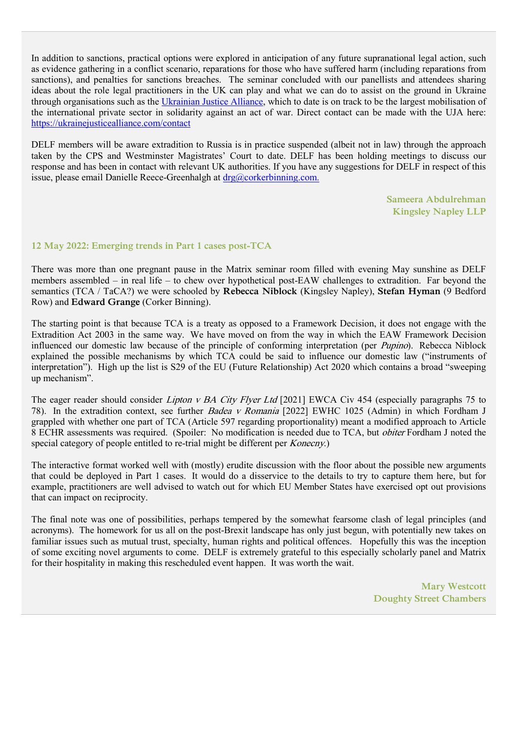In addition to sanctions, practical options were explored in anticipation of any future supranational legal action, such as evidence gathering in a conflict scenario, reparations for those who have suffered harm (including reparations from sanctions), and penalties for sanctions breaches. The seminar concluded with our panellists and attendees sharing ideas about the role legal practitioners in the UK can play and what we can do to assist on the ground in Ukraine through organisations such as the [Ukrainian Justice Alliance](https://ukrainejusticealliance.com), which to date is on track to be the largest mobilisation of the international private sector in solidarity against an act of war. Direct contact can be made with the UJA here: https://ukrainejusticealliance.com/contact

DELF members will be aware extradition to Russia is in practice suspended (albeit not in law) through the approach taken by the CPS and Westminster Magistrates' Court to date. DELF has been holding meetings to discuss our response and has been in contact with relevant UK authorities. If you have any suggestions for DELF in respect of this issue, please email Danielle Reece-Greenhalgh at drg@corkerbinning.com.

**Sameera Abdulrehman**
**Kingsley Napley LLP**

### 12 May 2022: Emerging trends in Part 1 cases post-TCA

There was more than one pregnant pause in the Matrix seminar room filled with evening May sunshine as DELF members assembled – in real life – to chew over hypothetical post-EAW challenges to extradition. Far beyond the semantics (TCA / TaCA?) we were schooled by **Rebecca Niblock** (Kingsley Napley), **Stefan Hyman** (9 Bedford Row) and **Edward Grange** (Corker Binning).

The starting point is that because TCA is a treaty as opposed to a Framework Decision, it does not engage with the Extradition Act 2003 in the same way. We have moved on from the way in which the EAW Framework Decision influenced our domestic law because of the principle of conforming interpretation (per *Pupino*). Rebecca Niblock explained the possible mechanisms by which TCA could be said to influence our domestic law ("instruments of interpretation"). High up the list is S29 of the EU (Future Relationship) Act 2020 which contains a broad "sweeping up mechanism".

The eager reader should consider *Lipton v BA City Flyer Ltd* [2021] EWCA Civ 454 (especially paragraphs 75 to 78). In the extradition context, see further *Badea v Romania* [2022] EWHC 1025 (Admin) in which Fordham J grappled with whether one part of TCA (Article 597 regarding proportionality) meant a modified approach to Article 8 ECHR assessments was required. (Spoiler: No modification is needed due to TCA, but *obiter* Fordham J noted the special category of people entitled to re-trial might be different per *Konecny*.)

The interactive format worked well with (mostly) erudite discussion with the floor about the possible new arguments that could be deployed in Part 1 cases. It would do a disservice to the details to try to capture them here, but for example, practitioners are well advised to watch out for which EU Member States have exercised opt out provisions that can impact on reciprocity.

The final note was one of possibilities, perhaps tempered by the somewhat fearsome clash of legal principles (and acronyms). The homework for us all on the post-Brexit landscape has only just begun, with potentially new takes on familiar issues such as mutual trust, specialty, human rights and political offences. Hopefully this was the inception of some exciting novel arguments to come. DELF is extremely grateful to this especially scholarly panel and Matrix for their hospitality in making this rescheduled event happen. It was worth the wait.

**Mary Westcott**
**Doughty Street Chambers**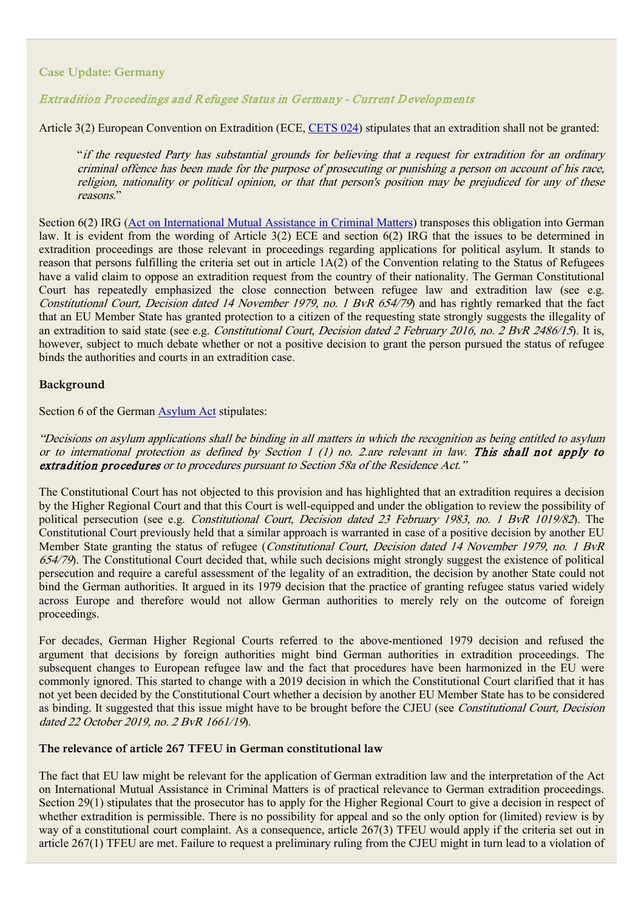### Case Update: Germany

*Extradition Proceedings and Refugee Status in Germany - Current Developments*

Article 3(2) European Convention on Extradition (ECE, CETS 024) stipulates that an extradition shall not be granted:

> "*if the requested Party has substantial grounds for believing that a request for extradition for an ordinary criminal offence has been made for the purpose of prosecuting or punishing a person on account of his race, religion, nationality or political opinion, or that that person's position may be prejudiced for any of these reasons.*"

Section 6(2) IRG (Act on International Mutual Assistance in Criminal Matters) transposes this obligation into German law. It is evident from the wording of Article 3(2) ECE and section 6(2) IRG that the issues to be determined in extradition proceedings are those relevant in proceedings regarding applications for political asylum. It stands to reason that persons fulfilling the criteria set out in article 1A(2) of the Convention relating to the Status of Refugees have a valid claim to oppose an extradition request from the country of their nationality. The German Constitutional Court has repeatedly emphasized the close connection between refugee law and extradition law (see e.g. *Constitutional Court, Decision dated 14 November 1979, no. 1 BvR 654/79*) and has rightly remarked that the fact that an EU Member State has granted protection to a citizen of the requesting state strongly suggests the illegality of an extradition to said state (see e.g. *Constitutional Court, Decision dated 2 February 2016, no. 2 BvR 2486/15*). It is, however, subject to much debate whether or not a positive decision to grant the person pursued the status of refugee binds the authorities and courts in an extradition case.

#### Background

Section 6 of the German Asylum Act stipulates:

*"Decisions on asylum applications shall be binding in all matters in which the recognition as being entitled to asylum or to international protection as defined by Section 1 (1) no. 2.are relevant in law. **This shall not apply to extradition procedures** or to procedures pursuant to Section 58a of the Residence Act."*

The Constitutional Court has not objected to this provision and has highlighted that an extradition requires a decision by the Higher Regional Court and that this Court is well-equipped and under the obligation to review the possibility of political persecution (see e.g. *Constitutional Court, Decision dated 23 February 1983, no. 1 BvR 1019/82*). The Constitutional Court previously held that a similar approach is warranted in case of a positive decision by another EU Member State granting the status of refugee (*Constitutional Court, Decision dated 14 November 1979, no. 1 BvR 654/79*). The Constitutional Court decided that, while such decisions might strongly suggest the existence of political persecution and require a careful assessment of the legality of an extradition, the decision by another State could not bind the German authorities. It argued in its 1979 decision that the practice of granting refugee status varied widely across Europe and therefore would not allow German authorities to merely rely on the outcome of foreign proceedings.

For decades, German Higher Regional Courts referred to the above-mentioned 1979 decision and refused the argument that decisions by foreign authorities might bind German authorities in extradition proceedings. The subsequent changes to European refugee law and the fact that procedures have been harmonized in the EU were commonly ignored. This started to change with a 2019 decision in which the Constitutional Court clarified that it has not yet been decided by the Constitutional Court whether a decision by another EU Member State has to be considered as binding. It suggested that this issue might have to be brought before the CJEU (see *Constitutional Court, Decision dated 22 October 2019, no. 2 BvR 1661/19*).

#### The relevance of article 267 TFEU in German constitutional law

The fact that EU law might be relevant for the application of German extradition law and the interpretation of the Act on International Mutual Assistance in Criminal Matters is of practical relevance to German extradition proceedings. Section 29(1) stipulates that the prosecutor has to apply for the Higher Regional Court to give a decision in respect of whether extradition is permissible. There is no possibility for appeal and so the only option for (limited) review is by way of a constitutional court complaint. As a consequence, article 267(3) TFEU would apply if the criteria set out in article 267(1) TFEU are met. Failure to request a preliminary ruling from the CJEU might in turn lead to a violation of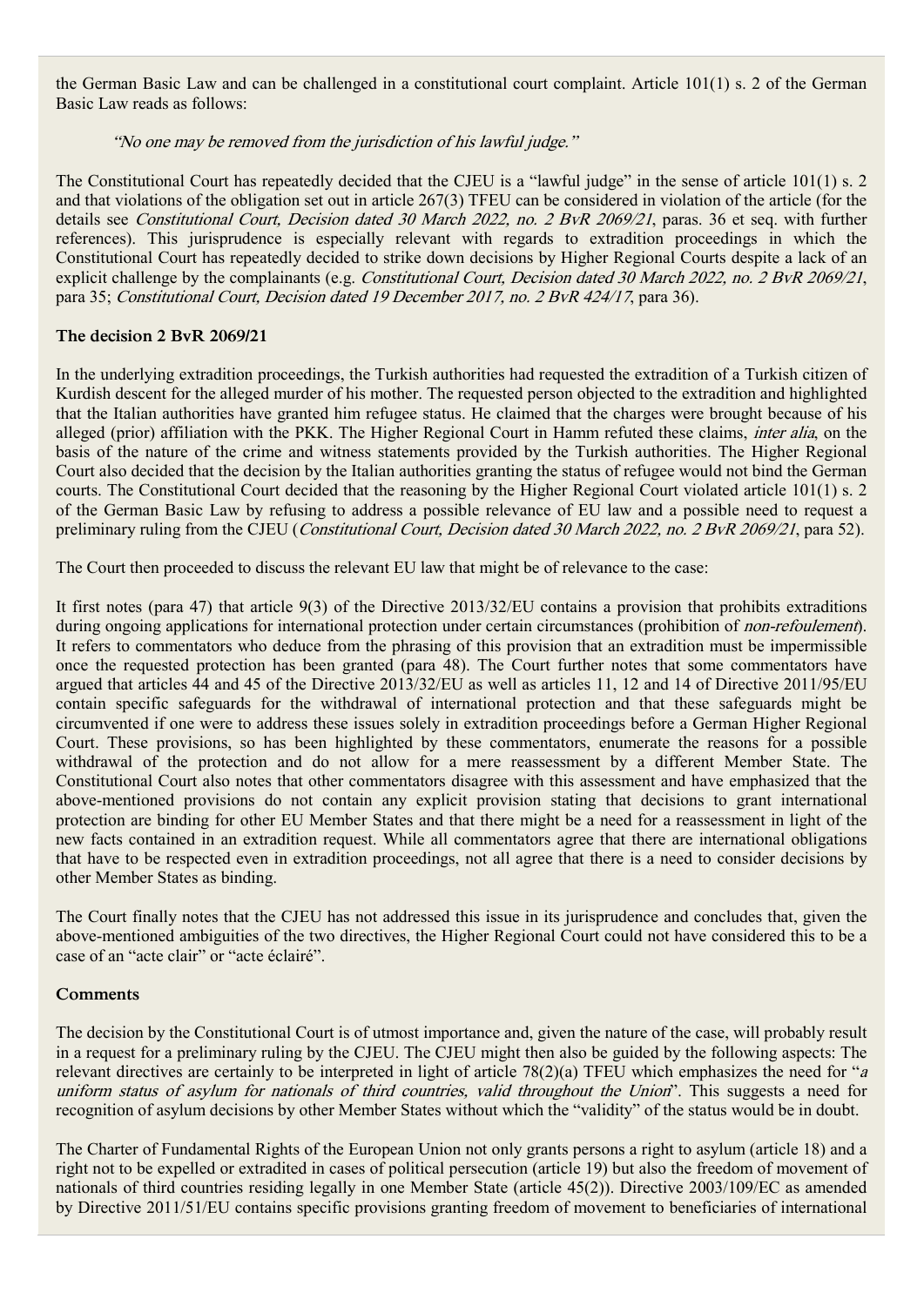the German Basic Law and can be challenged in a constitutional court complaint. Article 101(1) s. 2 of the German Basic Law reads as follows:

> *"No one may be removed from the jurisdiction of his lawful judge."*

The Constitutional Court has repeatedly decided that the CJEU is a "lawful judge" in the sense of article 101(1) s. 2 and that violations of the obligation set out in article 267(3) TFEU can be considered in violation of the article (for the details see *Constitutional Court, Decision dated 30 March 2022, no. 2 BvR 2069/21*, paras. 36 et seq. with further references). This jurisprudence is especially relevant with regards to extradition proceedings in which the Constitutional Court has repeatedly decided to strike down decisions by Higher Regional Courts despite a lack of an explicit challenge by the complainants (e.g. *Constitutional Court, Decision dated 30 March 2022, no. 2 BvR 2069/21*, para 35; *Constitutional Court, Decision dated 19 December 2017, no. 2 BvR 424/17*, para 36).

### The decision 2 BvR 2069/21

In the underlying extradition proceedings, the Turkish authorities had requested the extradition of a Turkish citizen of Kurdish descent for the alleged murder of his mother. The requested person objected to the extradition and highlighted that the Italian authorities have granted him refugee status. He claimed that the charges were brought because of his alleged (prior) affiliation with the PKK. The Higher Regional Court in Hamm refuted these claims, *inter alia*, on the basis of the nature of the crime and witness statements provided by the Turkish authorities. The Higher Regional Court also decided that the decision by the Italian authorities granting the status of refugee would not bind the German courts. The Constitutional Court decided that the reasoning by the Higher Regional Court violated article 101(1) s. 2 of the German Basic Law by refusing to address a possible relevance of EU law and a possible need to request a preliminary ruling from the CJEU (*Constitutional Court, Decision dated 30 March 2022, no. 2 BvR 2069/21*, para 52).

The Court then proceeded to discuss the relevant EU law that might be of relevance to the case:

It first notes (para 47) that article 9(3) of the Directive 2013/32/EU contains a provision that prohibits extraditions during ongoing applications for international protection under certain circumstances (prohibition of *non-refoulement*). It refers to commentators who deduce from the phrasing of this provision that an extradition must be impermissible once the requested protection has been granted (para 48). The Court further notes that some commentators have argued that articles 44 and 45 of the Directive 2013/32/EU as well as articles 11, 12 and 14 of Directive 2011/95/EU contain specific safeguards for the withdrawal of international protection and that these safeguards might be circumvented if one were to address these issues solely in extradition proceedings before a German Higher Regional Court. These provisions, so has been highlighted by these commentators, enumerate the reasons for a possible withdrawal of the protection and do not allow for a mere reassessment by a different Member State. The Constitutional Court also notes that other commentators disagree with this assessment and have emphasized that the above-mentioned provisions do not contain any explicit provision stating that decisions to grant international protection are binding for other EU Member States and that there might be a need for a reassessment in light of the new facts contained in an extradition request. While all commentators agree that there are international obligations that have to be respected even in extradition proceedings, not all agree that there is a need to consider decisions by other Member States as binding.

The Court finally notes that the CJEU has not addressed this issue in its jurisprudence and concludes that, given the above-mentioned ambiguities of the two directives, the Higher Regional Court could not have considered this to be a case of an "acte clair" or "acte éclairé".

### Comments

The decision by the Constitutional Court is of utmost importance and, given the nature of the case, will probably result in a request for a preliminary ruling by the CJEU. The CJEU might then also be guided by the following aspects: The relevant directives are certainly to be interpreted in light of article 78(2)(a) TFEU which emphasizes the need for "*a uniform status of asylum for nationals of third countries, valid throughout the Union*". This suggests a need for recognition of asylum decisions by other Member States without which the "validity" of the status would be in doubt.

The Charter of Fundamental Rights of the European Union not only grants persons a right to asylum (article 18) and a right not to be expelled or extradited in cases of political persecution (article 19) but also the freedom of movement of nationals of third countries residing legally in one Member State (article 45(2)). Directive 2003/109/EC as amended by Directive 2011/51/EU contains specific provisions granting freedom of movement to beneficiaries of international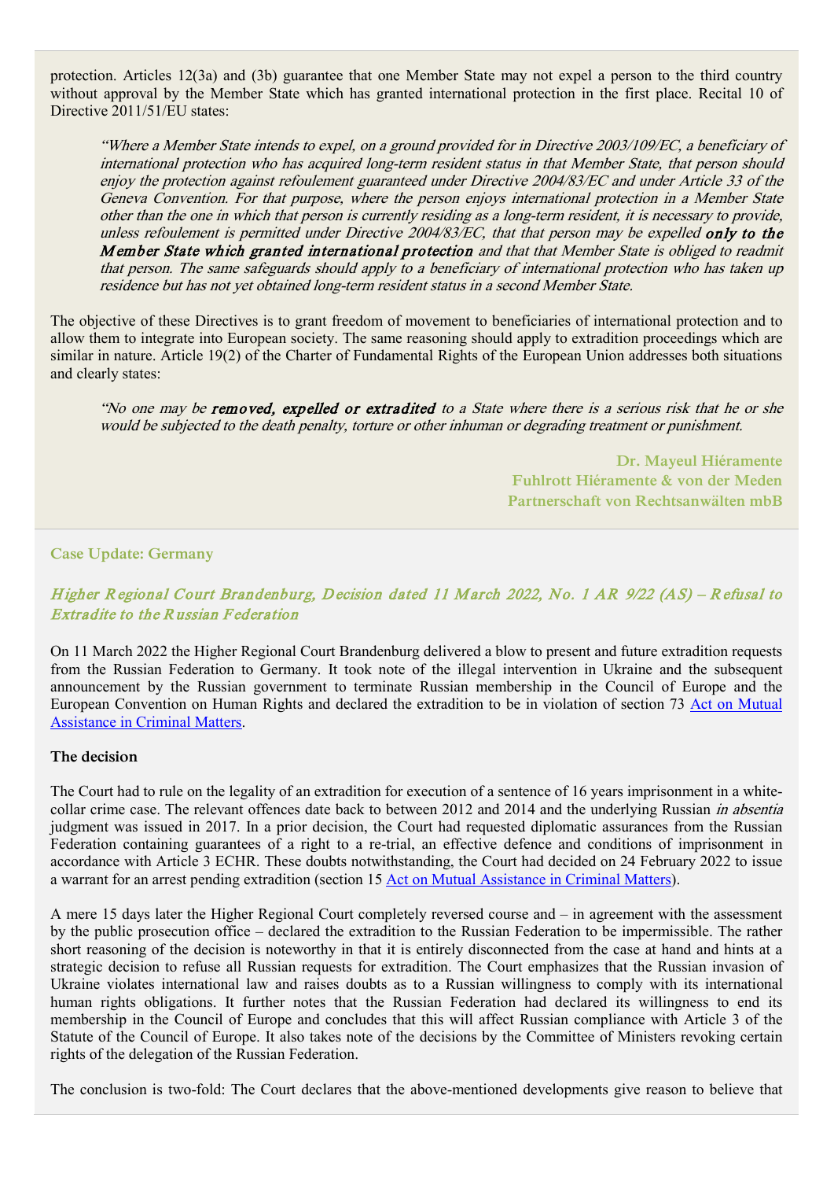protection. Articles 12(3a) and (3b) guarantee that one Member State may not expel a person to the third country without approval by the Member State which has granted international protection in the first place. Recital 10 of Directive 2011/51/EU states:

> *"Where a Member State intends to expel, on a ground provided for in Directive 2003/109/EC, a beneficiary of international protection who has acquired long-term resident status in that Member State, that person should enjoy the protection against refoulement guaranteed under Directive 2004/83/EC and under Article 33 of the Geneva Convention. For that purpose, where the person enjoys international protection in a Member State other than the one in which that person is currently residing as a long-term resident, it is necessary to provide, unless refoulement is permitted under Directive 2004/83/EC, that that person may be expelled* ***only to the Member State which granted international protection*** *and that that Member State is obliged to readmit that person. The same safeguards should apply to a beneficiary of international protection who has taken up residence but has not yet obtained long-term resident status in a second Member State.*

The objective of these Directives is to grant freedom of movement to beneficiaries of international protection and to allow them to integrate into European society. The same reasoning should apply to extradition proceedings which are similar in nature. Article 19(2) of the Charter of Fundamental Rights of the European Union addresses both situations and clearly states:

> *"No one may be* ***removed, expelled or extradited*** *to a State where there is a serious risk that he or she would be subjected to the death penalty, torture or other inhuman or degrading treatment or punishment.*

**Dr. Mayeul Hiéramente**
**Fuhlrott Hiéramente & von der Meden**
**Partnerschaft von Rechtsanwälten mbB**

## Case Update: Germany

### *Higher Regional Court Brandenburg, Decision dated 11 March 2022, No. 1 AR 9/22 (AS) – Refusal to Extradite to the Russian Federation*

On 11 March 2022 the Higher Regional Court Brandenburg delivered a blow to present and future extradition requests from the Russian Federation to Germany. It took note of the illegal intervention in Ukraine and the subsequent announcement by the Russian government to terminate Russian membership in the Council of Europe and the European Convention on Human Rights and declared the extradition to be in violation of section 73 Act on Mutual Assistance in Criminal Matters.

#### The decision

The Court had to rule on the legality of an extradition for execution of a sentence of 16 years imprisonment in a white-collar crime case. The relevant offences date back to between 2012 and 2014 and the underlying Russian *in absentia* judgment was issued in 2017. In a prior decision, the Court had requested diplomatic assurances from the Russian Federation containing guarantees of a right to a re-trial, an effective defence and conditions of imprisonment in accordance with Article 3 ECHR. These doubts notwithstanding, the Court had decided on 24 February 2022 to issue a warrant for an arrest pending extradition (section 15 Act on Mutual Assistance in Criminal Matters).

A mere 15 days later the Higher Regional Court completely reversed course and – in agreement with the assessment by the public prosecution office – declared the extradition to the Russian Federation to be impermissible. The rather short reasoning of the decision is noteworthy in that it is entirely disconnected from the case at hand and hints at a strategic decision to refuse all Russian requests for extradition. The Court emphasizes that the Russian invasion of Ukraine violates international law and raises doubts as to a Russian willingness to comply with its international human rights obligations. It further notes that the Russian Federation had declared its willingness to end its membership in the Council of Europe and concludes that this will affect Russian compliance with Article 3 of the Statute of the Council of Europe. It also takes note of the decisions by the Committee of Ministers revoking certain rights of the delegation of the Russian Federation.

The conclusion is two-fold: The Court declares that the above-mentioned developments give reason to believe that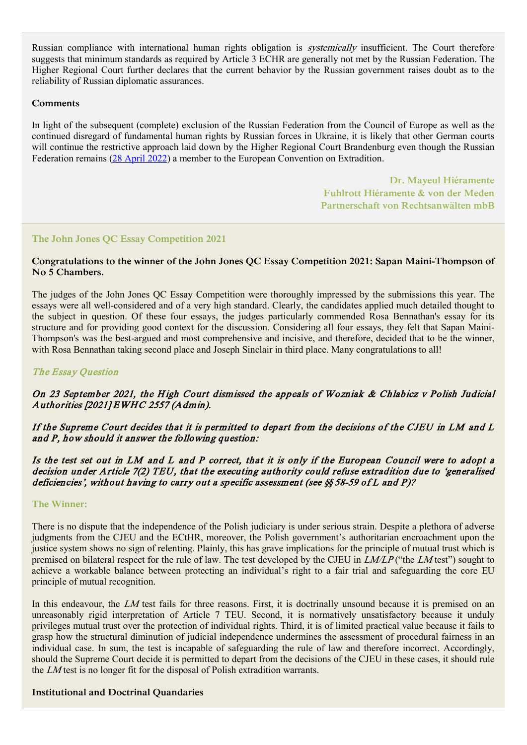Russian compliance with international human rights obligation is *systemically* insufficient. The Court therefore suggests that minimum standards as required by Article 3 ECHR are generally not met by the Russian Federation. The Higher Regional Court further declares that the current behavior by the Russian government raises doubt as to the reliability of Russian diplomatic assurances.

### Comments

In light of the subsequent (complete) exclusion of the Russian Federation from the Council of Europe as well as the continued disregard of fundamental human rights by Russian forces in Ukraine, it is likely that other German courts will continue the restrictive approach laid down by the Higher Regional Court Brandenburg even though the Russian Federation remains (28 April 2022) a member to the European Convention on Extradition.

**Dr. Mayeul Hiéramente**
**Fuhlrott Hiéramente & von der Meden**
**Partnerschaft von Rechtsanwälten mbB**

## The John Jones QC Essay Competition 2021

**Congratulations to the winner of the John Jones QC Essay Competition 2021: Sapan Maini-Thompson of No 5 Chambers.**

The judges of the John Jones QC Essay Competition were thoroughly impressed by the submissions this year. The essays were all well-considered and of a very high standard. Clearly, the candidates applied much detailed thought to the subject in question. Of these four essays, the judges particularly commended Rosa Bennathan's essay for its structure and for providing good context for the discussion. Considering all four essays, they felt that Sapan Maini-Thompson's was the best-argued and most comprehensive and incisive, and therefore, decided that to be the winner, with Rosa Bennathan taking second place and Joseph Sinclair in third place. Many congratulations to all!

### *The Essay Question*

***On 23 September 2021, the High Court dismissed the appeals of Wozniak & Chlabicz v Polish Judicial Authorities [2021] EWHC 2557 (Admin).***

***If the Supreme Court decides that it is permitted to depart from the decisions of the CJEU in LM and L and P, how should it answer the following question:***

***Is the test set out in LM and L and P correct, that it is only if the European Council were to adopt a decision under Article 7(2) TEU, that the executing authority could refuse extradition due to 'generalised deficiencies', without having to carry out a specific assessment (see §§58-59 of L and P)?***

### The Winner:

There is no dispute that the independence of the Polish judiciary is under serious strain. Despite a plethora of adverse judgments from the CJEU and the ECtHR, moreover, the Polish government's authoritarian encroachment upon the justice system shows no sign of relenting. Plainly, this has grave implications for the principle of mutual trust which is premised on bilateral respect for the rule of law. The test developed by the CJEU in *LM/LP* ("the *LM* test") sought to achieve a workable balance between protecting an individual's right to a fair trial and safeguarding the core EU principle of mutual recognition.

In this endeavour, the *LM* test fails for three reasons. First, it is doctrinally unsound because it is premised on an unreasonably rigid interpretation of Article 7 TEU. Second, it is normatively unsatisfactory because it unduly privileges mutual trust over the protection of individual rights. Third, it is of limited practical value because it fails to grasp how the structural diminution of judicial independence undermines the assessment of procedural fairness in an individual case. In sum, the test is incapable of safeguarding the rule of law and therefore incorrect. Accordingly, should the Supreme Court decide it is permitted to depart from the decisions of the CJEU in these cases, it should rule the *LM* test is no longer fit for the disposal of Polish extradition warrants.

### Institutional and Doctrinal Quandaries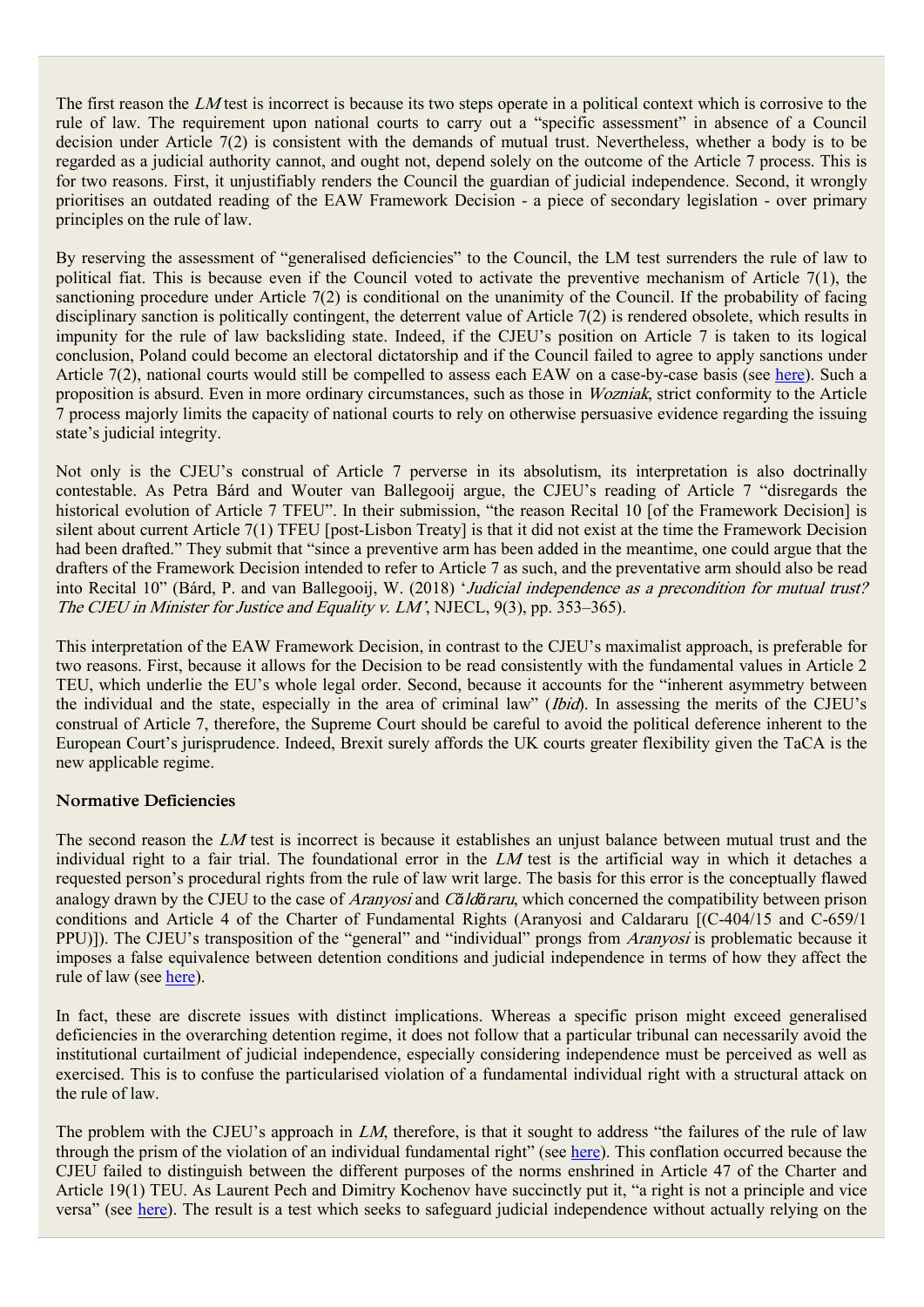The first reason the *LM* test is incorrect is because its two steps operate in a political context which is corrosive to the rule of law. The requirement upon national courts to carry out a "specific assessment" in absence of a Council decision under Article 7(2) is consistent with the demands of mutual trust. Nevertheless, whether a body is to be regarded as a judicial authority cannot, and ought not, depend solely on the outcome of the Article 7 process. This is for two reasons. First, it unjustifiably renders the Council the guardian of judicial independence. Second, it wrongly prioritises an outdated reading of the EAW Framework Decision - a piece of secondary legislation - over primary principles on the rule of law.

By reserving the assessment of "generalised deficiencies" to the Council, the LM test surrenders the rule of law to political fiat. This is because even if the Council voted to activate the preventive mechanism of Article 7(1), the sanctioning procedure under Article 7(2) is conditional on the unanimity of the Council. If the probability of facing disciplinary sanction is politically contingent, the deterrent value of Article 7(2) is rendered obsolete, which results in impunity for the rule of law backsliding state. Indeed, if the CJEU's position on Article 7 is taken to its logical conclusion, Poland could become an electoral dictatorship and if the Council failed to agree to apply sanctions under Article 7(2), national courts would still be compelled to assess each EAW on a case-by-case basis (see here). Such a proposition is absurd. Even in more ordinary circumstances, such as those in *Wozniak*, strict conformity to the Article 7 process majorly limits the capacity of national courts to rely on otherwise persuasive evidence regarding the issuing state's judicial integrity.

Not only is the CJEU's construal of Article 7 perverse in its absolutism, its interpretation is also doctrinally contestable. As Petra Bárd and Wouter van Ballegooij argue, the CJEU's reading of Article 7 "disregards the historical evolution of Article 7 TFEU". In their submission, "the reason Recital 10 [of the Framework Decision] is silent about current Article 7(1) TFEU [post-Lisbon Treaty] is that it did not exist at the time the Framework Decision had been drafted." They submit that "since a preventive arm has been added in the meantime, one could argue that the drafters of the Framework Decision intended to refer to Article 7 as such, and the preventative arm should also be read into Recital 10" (Bárd, P. and van Ballegooij, W. (2018) '*Judicial independence as a precondition for mutual trust? The CJEU in Minister for Justice and Equality v. LM*', NJECL, 9(3), pp. 353–365).

This interpretation of the EAW Framework Decision, in contrast to the CJEU's maximalist approach, is preferable for two reasons. First, because it allows for the Decision to be read consistently with the fundamental values in Article 2 TEU, which underlie the EU's whole legal order. Second, because it accounts for the "inherent asymmetry between the individual and the state, especially in the area of criminal law" (*Ibid*). In assessing the merits of the CJEU's construal of Article 7, therefore, the Supreme Court should be careful to avoid the political deference inherent to the European Court's jurisprudence. Indeed, Brexit surely affords the UK courts greater flexibility given the TaCA is the new applicable regime.

### Normative Deficiencies

The second reason the *LM* test is incorrect is because it establishes an unjust balance between mutual trust and the individual right to a fair trial. The foundational error in the *LM* test is the artificial way in which it detaches a requested person's procedural rights from the rule of law writ large. The basis for this error is the conceptually flawed analogy drawn by the CJEU to the case of *Aranyosi* and *Căldăraru*, which concerned the compatibility between prison conditions and Article 4 of the Charter of Fundamental Rights (Aranyosi and Caldararu [(C-404/15 and C-659/1 PPU)]). The CJEU's transposition of the "general" and "individual" prongs from *Aranyosi* is problematic because it imposes a false equivalence between detention conditions and judicial independence in terms of how they affect the rule of law (see here).

In fact, these are discrete issues with distinct implications. Whereas a specific prison might exceed generalised deficiencies in the overarching detention regime, it does not follow that a particular tribunal can necessarily avoid the institutional curtailment of judicial independence, especially considering independence must be perceived as well as exercised. This is to confuse the particularised violation of a fundamental individual right with a structural attack on the rule of law.

The problem with the CJEU's approach in *LM*, therefore, is that it sought to address "the failures of the rule of law through the prism of the violation of an individual fundamental right" (see here). This conflation occurred because the CJEU failed to distinguish between the different purposes of the norms enshrined in Article 47 of the Charter and Article 19(1) TEU. As Laurent Pech and Dimitry Kochenov have succinctly put it, "a right is not a principle and vice versa" (see here). The result is a test which seeks to safeguard judicial independence without actually relying on the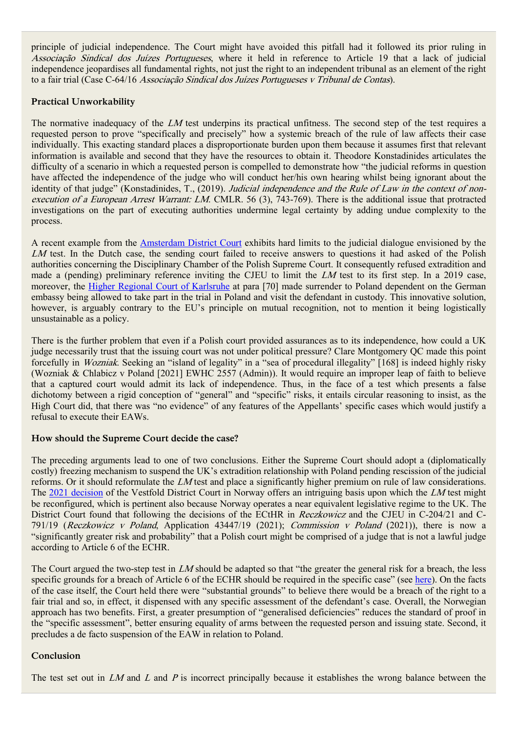principle of judicial independence. The Court might have avoided this pitfall had it followed its prior ruling in *Associação Sindical dos Juízes Portugueses*, where it held in reference to Article 19 that a lack of judicial independence jeopardises all fundamental rights, not just the right to an independent tribunal as an element of the right to a fair trial (Case C-64/16 *Associação Sindical dos Juízes Portugueses v Tribunal de Contas*).

### Practical Unworkability

The normative inadequacy of the *LM* test underpins its practical unfitness. The second step of the test requires a requested person to prove "specifically and precisely" how a systemic breach of the rule of law affects their case individually. This exacting standard places a disproportionate burden upon them because it assumes first that relevant information is available and second that they have the resources to obtain it. Theodore Konstadinides articulates the difficulty of a scenario in which a requested person is compelled to demonstrate how "the judicial reforms in question have affected the independence of the judge who will conduct her/his own hearing whilst being ignorant about the identity of that judge" (Konstadinides, T., (2019). *Judicial independence and the Rule of Law in the context of non-execution of a European Arrest Warrant: LM*. CMLR. 56 (3), 743-769). There is the additional issue that protracted investigations on the part of executing authorities undermine legal certainty by adding undue complexity to the process.

A recent example from the [Amsterdam District Court](#) exhibits hard limits to the judicial dialogue envisioned by the *LM* test. In the Dutch case, the sending court failed to receive answers to questions it had asked of the Polish authorities concerning the Disciplinary Chamber of the Polish Supreme Court. It consequently refused extradition and made a (pending) preliminary reference inviting the CJEU to limit the *LM* test to its first step. In a 2019 case, moreover, the [Higher Regional Court of Karlsruhe](#) at para [70] made surrender to Poland dependent on the German embassy being allowed to take part in the trial in Poland and visit the defendant in custody. This innovative solution, however, is arguably contrary to the EU's principle on mutual recognition, not to mention it being logistically unsustainable as a policy.

There is the further problem that even if a Polish court provided assurances as to its independence, how could a UK judge necessarily trust that the issuing court was not under political pressure? Clare Montgomery QC made this point forcefully in *Wozniak*. Seeking an "island of legality" in a "sea of procedural illegality" [168] is indeed highly risky (Wozniak & Chlabicz v Poland [2021] EWHC 2557 (Admin)). It would require an improper leap of faith to believe that a captured court would admit its lack of independence. Thus, in the face of a test which presents a false dichotomy between a rigid conception of "general" and "specific" risks, it entails circular reasoning to insist, as the High Court did, that there was "no evidence" of any features of the Appellants' specific cases which would justify a refusal to execute their EAWs.

### How should the Supreme Court decide the case?

The preceding arguments lead to one of two conclusions. Either the Supreme Court should adopt a (diplomatically costly) freezing mechanism to suspend the UK's extradition relationship with Poland pending rescission of the judicial reforms. Or it should reformulate the *LM* test and place a significantly higher premium on rule of law considerations. The [2021 decision](#) of the Vestfold District Court in Norway offers an intriguing basis upon which the *LM* test might be reconfigured, which is pertinent also because Norway operates a near equivalent legislative regime to the UK. The District Court found that following the decisions of the ECtHR in *Reczkowicz* and the CJEU in C-204/21 and C-791/19 (*Reczkowicz v Poland*, Application 43447/19 (2021); *Commission v Poland* (2021)), there is now a "significantly greater risk and probability" that a Polish court might be comprised of a judge that is not a lawful judge according to Article 6 of the ECHR.

The Court argued the two-step test in *LM* should be adapted so that "the greater the general risk for a breach, the less specific grounds for a breach of Article 6 of the ECHR should be required in the specific case" (see [here](#)). On the facts of the case itself, the Court held there were "substantial grounds" to believe there would be a breach of the right to a fair trial and so, in effect, it dispensed with any specific assessment of the defendant's case. Overall, the Norwegian approach has two benefits. First, a greater presumption of "generalised deficiencies" reduces the standard of proof in the "specific assessment", better ensuring equality of arms between the requested person and issuing state. Second, it precludes a de facto suspension of the EAW in relation to Poland.

### Conclusion

The test set out in *LM* and *L* and *P* is incorrect principally because it establishes the wrong balance between the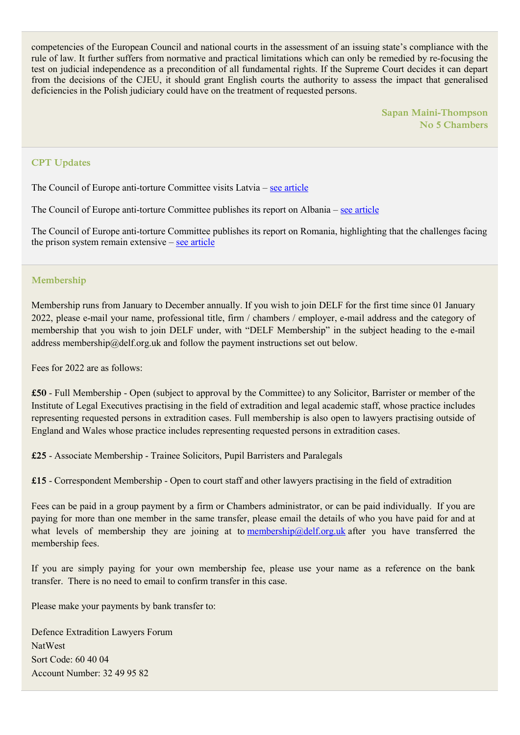competencies of the European Council and national courts in the assessment of an issuing state's compliance with the rule of law. It further suffers from normative and practical limitations which can only be remedied by re-focusing the test on judicial independence as a precondition of all fundamental rights. If the Supreme Court decides it can depart from the decisions of the CJEU, it should grant English courts the authority to assess the impact that generalised deficiencies in the Polish judiciary could have on the treatment of requested persons.

**Sapan Maini-Thompson**
**No 5 Chambers**

## CPT Updates

The Council of Europe anti-torture Committee visits Latvia – see article

The Council of Europe anti-torture Committee publishes its report on Albania – see article

The Council of Europe anti-torture Committee publishes its report on Romania, highlighting that the challenges facing the prison system remain extensive – see article

## Membership

Membership runs from January to December annually. If you wish to join DELF for the first time since 01 January 2022, please e-mail your name, professional title, firm / chambers / employer, e-mail address and the category of membership that you wish to join DELF under, with "DELF Membership" in the subject heading to the e-mail address membership@delf.org.uk and follow the payment instructions set out below.

Fees for 2022 are as follows:

**£50** - Full Membership - Open (subject to approval by the Committee) to any Solicitor, Barrister or member of the Institute of Legal Executives practising in the field of extradition and legal academic staff, whose practice includes representing requested persons in extradition cases. Full membership is also open to lawyers practising outside of England and Wales whose practice includes representing requested persons in extradition cases.

**£25** - Associate Membership - Trainee Solicitors, Pupil Barristers and Paralegals

**£15** - Correspondent Membership - Open to court staff and other lawyers practising in the field of extradition

Fees can be paid in a group payment by a firm or Chambers administrator, or can be paid individually. If you are paying for more than one member in the same transfer, please email the details of who you have paid for and at what levels of membership they are joining at to membership@delf.org.uk after you have transferred the membership fees.

If you are simply paying for your own membership fee, please use your name as a reference on the bank transfer. There is no need to email to confirm transfer in this case.

Please make your payments by bank transfer to:

Defence Extradition Lawyers Forum
NatWest
Sort Code: 60 40 04
Account Number: 32 49 95 82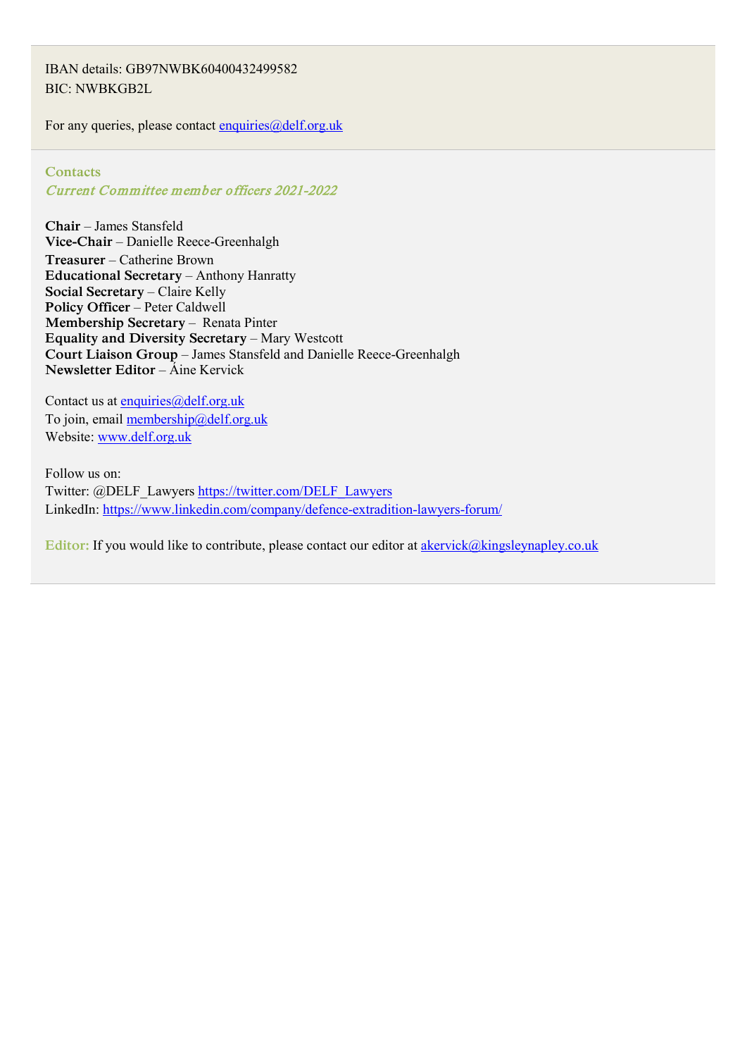IBAN details: GB97NWBK60400432499582
BIC: NWBKGB2L

For any queries, please contact enquiries@delf.org.uk

## Contacts

### *Current Committee member officers 2021-2022*

**Chair** – James Stansfeld
**Vice-Chair** – Danielle Reece-Greenhalgh
**Treasurer** – Catherine Brown
**Educational Secretary** – Anthony Hanratty
**Social Secretary** – Claire Kelly
**Policy Officer** – Peter Caldwell
**Membership Secretary** – Renata Pinter
**Equality and Diversity Secretary** – Mary Westcott
**Court Liaison Group** – James Stansfeld and Danielle Reece-Greenhalgh
**Newsletter Editor** – Áine Kervick

Contact us at enquiries@delf.org.uk
To join, email membership@delf.org.uk
Website: www.delf.org.uk

Follow us on:
Twitter: @DELF_Lawyers https://twitter.com/DELF_Lawyers
LinkedIn: https://www.linkedin.com/company/defence-extradition-lawyers-forum/

**Editor:** If you would like to contribute, please contact our editor at akervick@kingsleynapley.co.uk